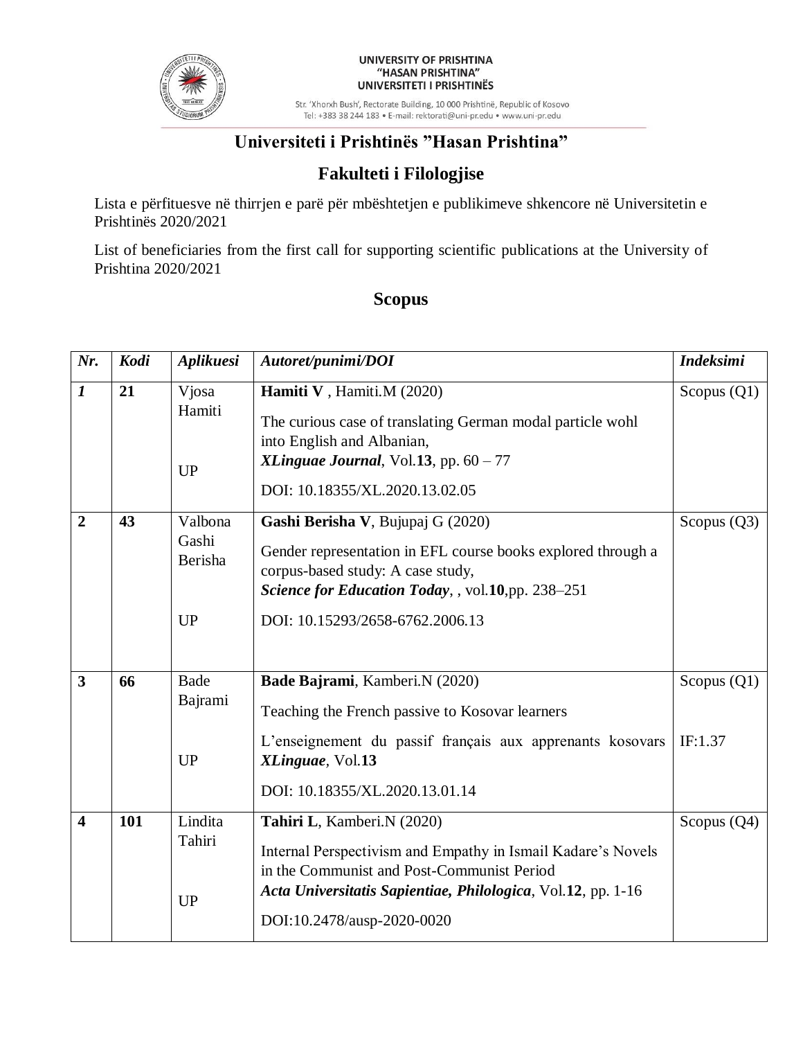UNIVERSITY OF PRISHTINA
"HASAN PRISHTINA"
UNIVERSITETI I PRISHTINËS

Str. 'Xhorxh Bush', Rectorate Building, 10 000 Prishtinë, Republic of Kosovo
Tel: +383 38 244 183 • E-mail: rektorati@uni-pr.edu • www.uni-pr.edu

# Universiteti i Prishtinës "Hasan Prishtina"

## Fakulteti i Filologjise

Lista e përfituesve në thirrjen e parë për mbështetjen e publikimeve shkencore në Universitetin e Prishtinës 2020/2021

List of beneficiaries from the first call for supporting scientific publications at the University of Prishtina 2020/2021

## Scopus

| *Nr.* | *Kodi* | *Aplikuesi* | *Autoret/punimi/DOI* | *Indeksimi* |
|---|---|---|---|---|
| ***1*** | **21** | Vjosa Hamiti<br><br>UP | **Hamiti V** , Hamiti.M (2020)<br>The curious case of translating German modal particle wohl into English and Albanian,<br>***XLinguae Journal***, Vol.**13**, pp. 60 – 77<br>DOI: 10.18355/XL.2020.13.02.05 | Scopus (Q1) |
| **2** | **43** | Valbona Gashi Berisha<br><br>UP | **Gashi Berisha V**, Bujupaj G (2020)<br>Gender representation in EFL course books explored through a corpus-based study: A case study,<br>***Science for Education Today***, , vol.**10**,pp. 238–251<br>DOI: 10.15293/2658-6762.2006.13 | Scopus (Q3) |
| **3** | **66** | Bade Bajrami<br><br>UP | **Bade Bajrami**, Kamberi.N (2020)<br>Teaching the French passive to Kosovar learners<br>L'enseignement du passif français aux apprenants kosovars ***XLinguae***, Vol.**13**<br>DOI: 10.18355/XL.2020.13.01.14 | Scopus (Q1)<br><br>IF:1.37 |
| **4** | **101** | Lindita Tahiri<br><br>UP | **Tahiri L**, Kamberi.N (2020)<br>Internal Perspectivism and Empathy in Ismail Kadare's Novels in the Communist and Post-Communist Period<br>***Acta Universitatis Sapientiae, Philologica***, Vol.**12**, pp. 1-16<br>DOI:10.2478/ausp-2020-0020 | Scopus (Q4) |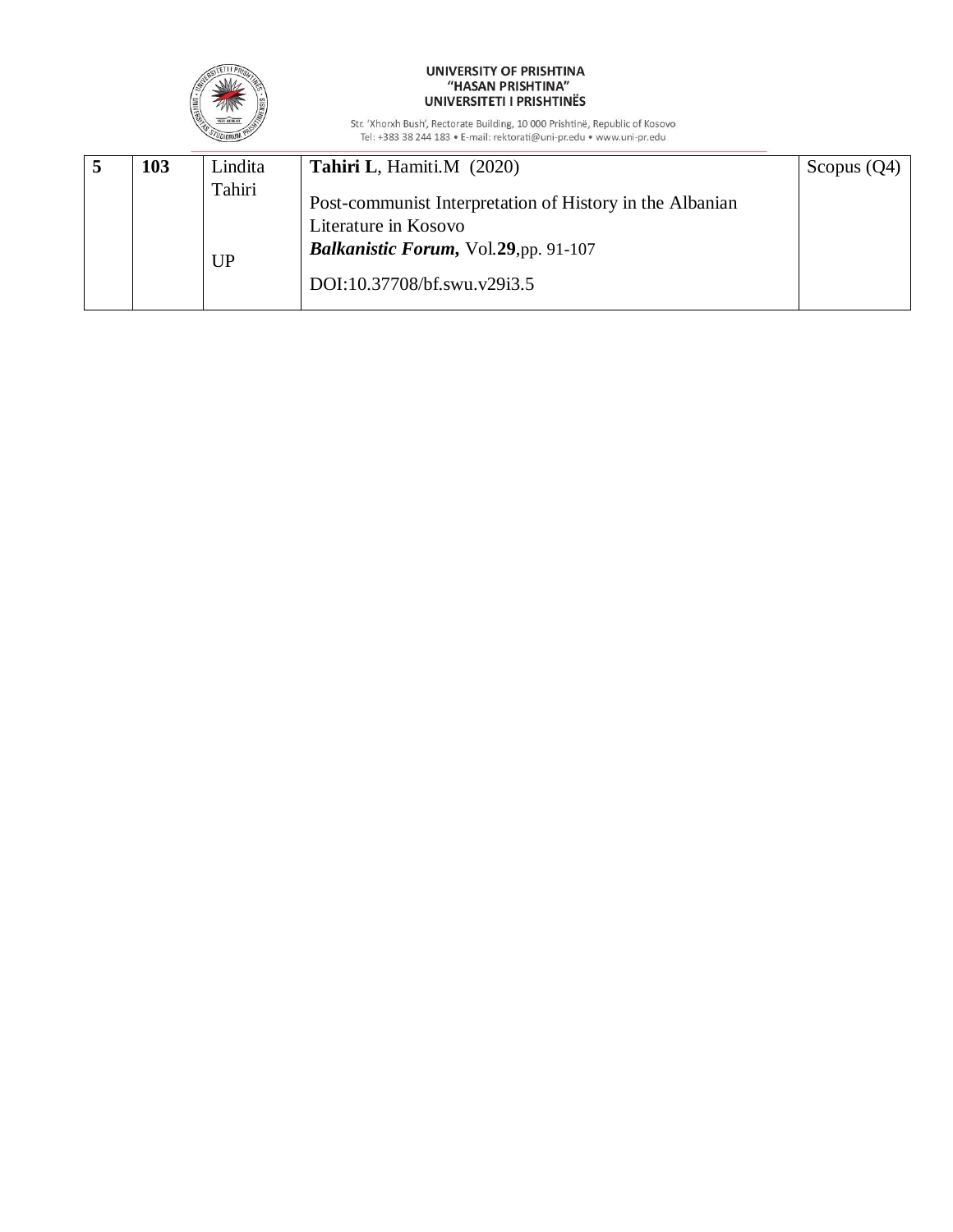| | | | | |
|---|---|---|---|---|
| **5** | **103** | Lindita Tahiri<br><br>UP | **Tahiri L**, Hamiti.M (2020)<br>Post-communist Interpretation of History in the Albanian Literature in Kosovo<br>***Balkanistic Forum,*** Vol.**29**,pp. 91-107<br>DOI:10.37708/bf.swu.v29i3.5 | Scopus (Q4) |